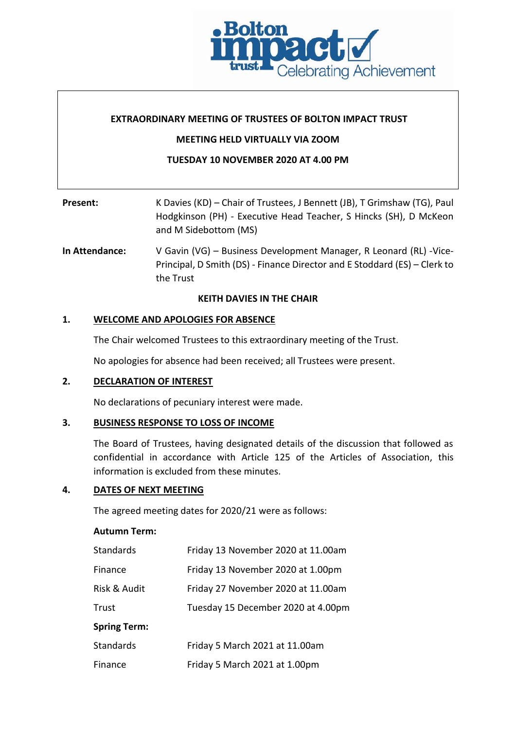**EXTRAORDINARY MEETING OF TRUSTEES OF BOLTON IMPACT TRUST**

**MEETING HELD VIRTUALLY VIA ZOOM**

**TUESDAY 10 NOVEMBER 2020 AT 4.00 PM**

**Present:** K Davies (KD) – Chair of Trustees, J Bennett (JB), T Grimshaw (TG), Paul Hodgkinson (PH) - Executive Head Teacher, S Hincks (SH), D McKeon and M Sidebottom (MS)

**In Attendance:** V Gavin (VG) – Business Development Manager, R Leonard (RL) -Vice-Principal, D Smith (DS) - Finance Director and E Stoddard (ES) – Clerk to the Trust

**KEITH DAVIES IN THE CHAIR**

## 1. WELCOME AND APOLOGIES FOR ABSENCE

The Chair welcomed Trustees to this extraordinary meeting of the Trust.

No apologies for absence had been received; all Trustees were present.

## 2. DECLARATION OF INTEREST

No declarations of pecuniary interest were made.

## 3. BUSINESS RESPONSE TO LOSS OF INCOME

The Board of Trustees, having designated details of the discussion that followed as confidential in accordance with Article 125 of the Articles of Association, this information is excluded from these minutes.

## 4. DATES OF NEXT MEETING

The agreed meeting dates for 2020/21 were as follows:

**Autumn Term:**

| | |
|---|---|
| Standards | Friday 13 November 2020 at 11.00am |
| Finance | Friday 13 November 2020 at 1.00pm |
| Risk & Audit | Friday 27 November 2020 at 11.00am |
| Trust | Tuesday 15 December 2020 at 4.00pm |

**Spring Term:**

| | |
|---|---|
| Standards | Friday 5 March 2021 at 11.00am |
| Finance | Friday 5 March 2021 at 1.00pm |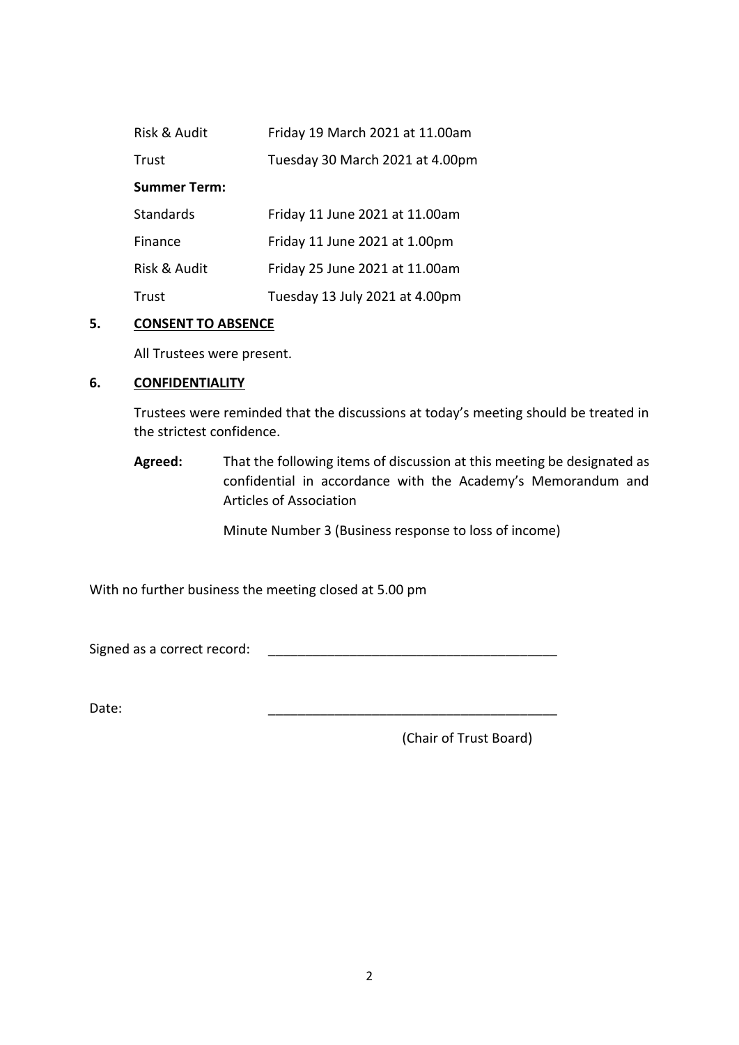| | |
|---|---|
| Risk & Audit | Friday 19 March 2021 at 11.00am |
| Trust | Tuesday 30 March 2021 at 4.00pm |
| **Summer Term:** | |
| Standards | Friday 11 June 2021 at 11.00am |
| Finance | Friday 11 June 2021 at 1.00pm |
| Risk & Audit | Friday 25 June 2021 at 11.00am |
| Trust | Tuesday 13 July 2021 at 4.00pm |

**5. <u>CONSENT TO ABSENCE</u>**

All Trustees were present.

**6. <u>CONFIDENTIALITY</u>**

Trustees were reminded that the discussions at today's meeting should be treated in the strictest confidence.

**Agreed:** That the following items of discussion at this meeting be designated as confidential in accordance with the Academy's Memorandum and Articles of Association

Minute Number 3 (Business response to loss of income)

With no further business the meeting closed at 5.00 pm

Signed as a correct record: \_\_\_\_\_\_\_\_\_\_\_\_\_\_\_\_\_\_\_\_\_\_\_\_\_\_\_\_\_\_\_\_\_\_\_\_\_\_\_

Date: \_\_\_\_\_\_\_\_\_\_\_\_\_\_\_\_\_\_\_\_\_\_\_\_\_\_\_\_\_\_\_\_\_\_\_\_\_\_\_

(Chair of Trust Board)